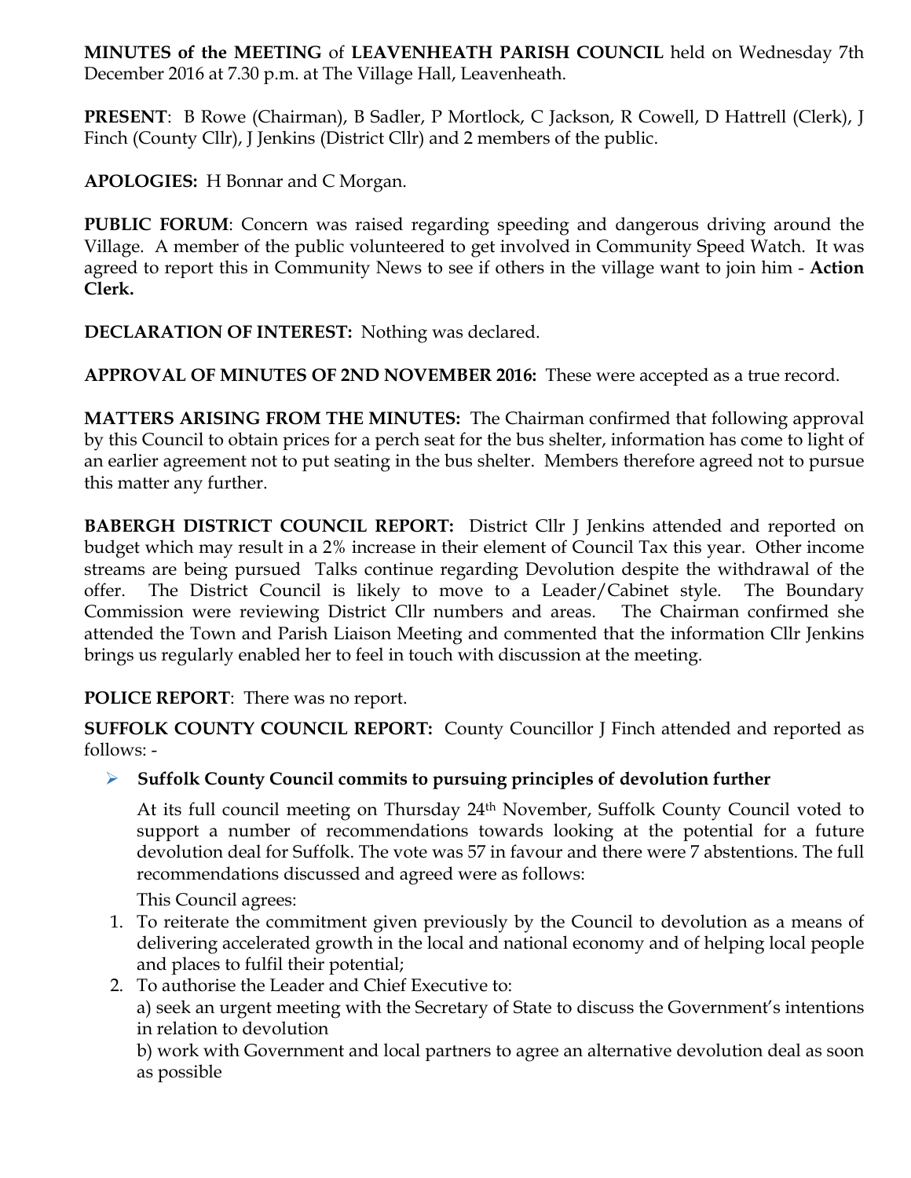**MINUTES of the MEETING** of **LEAVENHEATH PARISH COUNCIL** held on Wednesday 7th December 2016 at 7.30 p.m. at The Village Hall, Leavenheath.

**PRESENT**: B Rowe (Chairman), B Sadler, P Mortlock, C Jackson, R Cowell, D Hattrell (Clerk), J Finch (County Cllr), J Jenkins (District Cllr) and 2 members of the public.

**APOLOGIES:** H Bonnar and C Morgan.

**PUBLIC FORUM**: Concern was raised regarding speeding and dangerous driving around the Village. A member of the public volunteered to get involved in Community Speed Watch. It was agreed to report this in Community News to see if others in the village want to join him - **Action Clerk.**

**DECLARATION OF INTEREST:** Nothing was declared.

**APPROVAL OF MINUTES OF 2ND NOVEMBER 2016:** These were accepted as a true record.

**MATTERS ARISING FROM THE MINUTES:** The Chairman confirmed that following approval by this Council to obtain prices for a perch seat for the bus shelter, information has come to light of an earlier agreement not to put seating in the bus shelter. Members therefore agreed not to pursue this matter any further.

**BABERGH DISTRICT COUNCIL REPORT:** District Cllr J Jenkins attended and reported on budget which may result in a 2% increase in their element of Council Tax this year. Other income streams are being pursued Talks continue regarding Devolution despite the withdrawal of the offer. The District Council is likely to move to a Leader/Cabinet style. The Boundary Commission were reviewing District Cllr numbers and areas. The Chairman confirmed she attended the Town and Parish Liaison Meeting and commented that the information Cllr Jenkins brings us regularly enabled her to feel in touch with discussion at the meeting.

**POLICE REPORT**: There was no report.

**SUFFOLK COUNTY COUNCIL REPORT:** County Councillor J Finch attended and reported as follows: -

- **Suffolk County Council commits to pursuing principles of devolution further**

  At its full council meeting on Thursday 24th November, Suffolk County Council voted to support a number of recommendations towards looking at the potential for a future devolution deal for Suffolk. The vote was 57 in favour and there were 7 abstentions. The full recommendations discussed and agreed were as follows:

  This Council agrees:

1. To reiterate the commitment given previously by the Council to devolution as a means of delivering accelerated growth in the local and national economy and of helping local people and places to fulfil their potential;
2. To authorise the Leader and Chief Executive to:

   a) seek an urgent meeting with the Secretary of State to discuss the Government's intentions in relation to devolution

   b) work with Government and local partners to agree an alternative devolution deal as soon as possible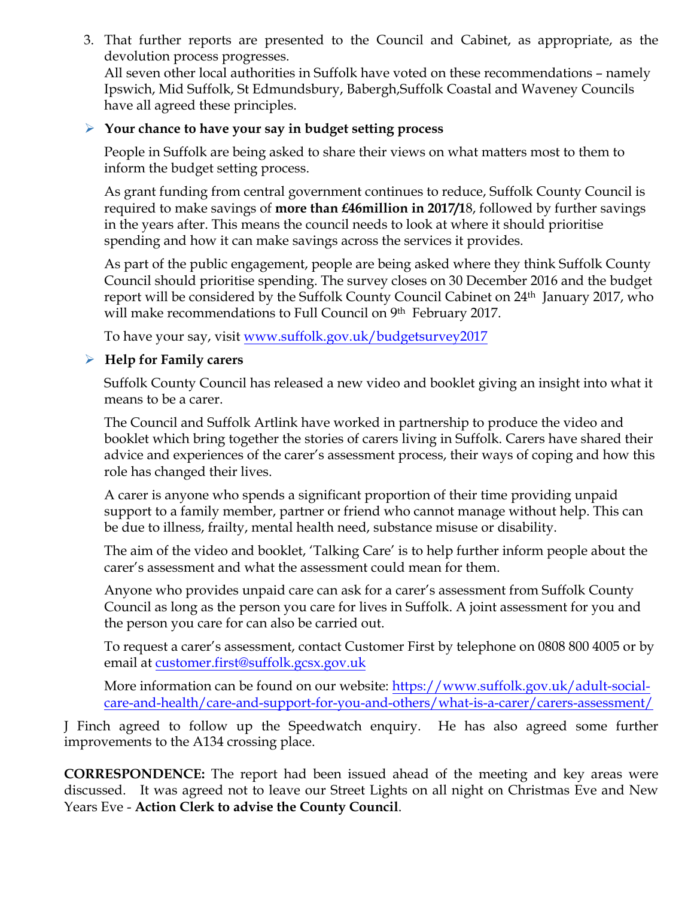3. That further reports are presented to the Council and Cabinet, as appropriate, as the devolution process progresses.
   All seven other local authorities in Suffolk have voted on these recommendations – namely Ipswich, Mid Suffolk, St Edmundsbury, Babergh,Suffolk Coastal and Waveney Councils have all agreed these principles.

- **Your chance to have your say in budget setting process**

  People in Suffolk are being asked to share their views on what matters most to them to inform the budget setting process.

  As grant funding from central government continues to reduce, Suffolk County Council is required to make savings of **more than £46million in 2017/1**8, followed by further savings in the years after. This means the council needs to look at where it should prioritise spending and how it can make savings across the services it provides.

  As part of the public engagement, people are being asked where they think Suffolk County Council should prioritise spending. The survey closes on 30 December 2016 and the budget report will be considered by the Suffolk County Council Cabinet on 24th January 2017, who will make recommendations to Full Council on 9th February 2017.

  To have your say, visit www.suffolk.gov.uk/budgetsurvey2017

- **Help for Family carers**

  Suffolk County Council has released a new video and booklet giving an insight into what it means to be a carer.

  The Council and Suffolk Artlink have worked in partnership to produce the video and booklet which bring together the stories of carers living in Suffolk. Carers have shared their advice and experiences of the carer's assessment process, their ways of coping and how this role has changed their lives.

  A carer is anyone who spends a significant proportion of their time providing unpaid support to a family member, partner or friend who cannot manage without help. This can be due to illness, frailty, mental health need, substance misuse or disability.

  The aim of the video and booklet, 'Talking Care' is to help further inform people about the carer's assessment and what the assessment could mean for them.

  Anyone who provides unpaid care can ask for a carer's assessment from Suffolk County Council as long as the person you care for lives in Suffolk. A joint assessment for you and the person you care for can also be carried out.

  To request a carer's assessment, contact Customer First by telephone on 0808 800 4005 or by email at customer.first@suffolk.gcsx.gov.uk

  More information can be found on our website: https://www.suffolk.gov.uk/adult-social-care-and-health/care-and-support-for-you-and-others/what-is-a-carer/carers-assessment/

J Finch agreed to follow up the Speedwatch enquiry. He has also agreed some further improvements to the A134 crossing place.

**CORRESPONDENCE:** The report had been issued ahead of the meeting and key areas were discussed. It was agreed not to leave our Street Lights on all night on Christmas Eve and New Years Eve - **Action Clerk to advise the County Council**.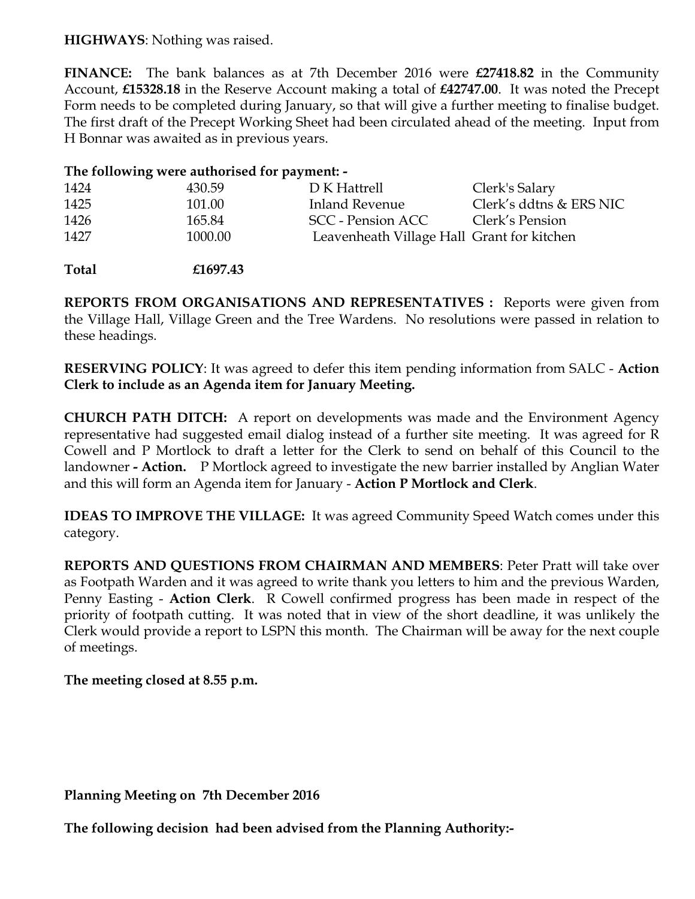**HIGHWAYS**: Nothing was raised.

**FINANCE:** The bank balances as at 7th December 2016 were **£27418.82** in the Community Account, **£15328.18** in the Reserve Account making a total of **£42747.00**. It was noted the Precept Form needs to be completed during January, so that will give a further meeting to finalise budget. The first draft of the Precept Working Sheet had been circulated ahead of the meeting. Input from H Bonnar was awaited as in previous years.

**The following were authorised for payment: -**

| | | | |
|---|---|---|---|
| 1424 | 430.59 | D K Hattrell | Clerk's Salary |
| 1425 | 101.00 | Inland Revenue | Clerk's ddtns & ERS NIC |
| 1426 | 165.84 | SCC - Pension ACC | Clerk's Pension |
| 1427 | 1000.00 | Leavenheath Village Hall | Grant for kitchen |
| **Total** | **£1697.43** | | |

**REPORTS FROM ORGANISATIONS AND REPRESENTATIVES :** Reports were given from the Village Hall, Village Green and the Tree Wardens. No resolutions were passed in relation to these headings.

**RESERVING POLICY**: It was agreed to defer this item pending information from SALC - **Action Clerk to include as an Agenda item for January Meeting.**

**CHURCH PATH DITCH:** A report on developments was made and the Environment Agency representative had suggested email dialog instead of a further site meeting. It was agreed for R Cowell and P Mortlock to draft a letter for the Clerk to send on behalf of this Council to the landowner **- Action.** P Mortlock agreed to investigate the new barrier installed by Anglian Water and this will form an Agenda item for January - **Action P Mortlock and Clerk**.

**IDEAS TO IMPROVE THE VILLAGE:** It was agreed Community Speed Watch comes under this category.

**REPORTS AND QUESTIONS FROM CHAIRMAN AND MEMBERS**: Peter Pratt will take over as Footpath Warden and it was agreed to write thank you letters to him and the previous Warden, Penny Easting - **Action Clerk**. R Cowell confirmed progress has been made in respect of the priority of footpath cutting. It was noted that in view of the short deadline, it was unlikely the Clerk would provide a report to LSPN this month. The Chairman will be away for the next couple of meetings.

**The meeting closed at 8.55 p.m.**

**Planning Meeting on 7th December 2016**

**The following decision had been advised from the Planning Authority:-**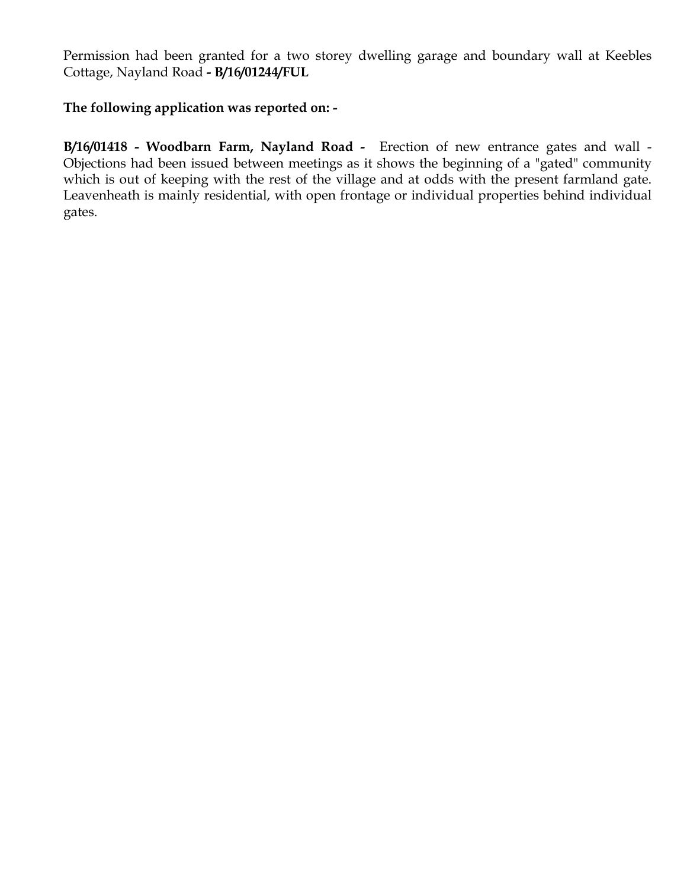Permission had been granted for a two storey dwelling garage and boundary wall at Keebles Cottage, Nayland Road **- B/16/01244/FUL**

**The following application was reported on: -**

**B/16/01418 - Woodbarn Farm, Nayland Road -** Erection of new entrance gates and wall - Objections had been issued between meetings as it shows the beginning of a "gated" community which is out of keeping with the rest of the village and at odds with the present farmland gate. Leavenheath is mainly residential, with open frontage or individual properties behind individual gates.